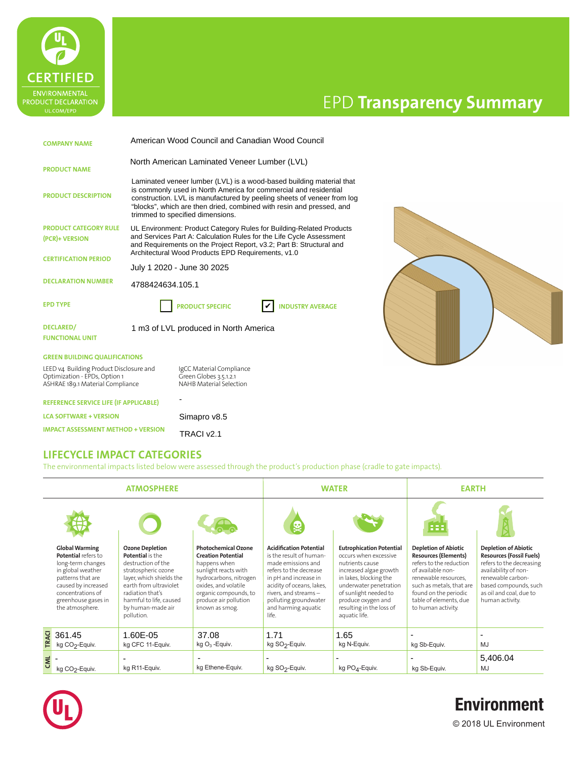# EPD **Transparency Summary**

CERTIFIED ENVIRONMENTAL PRODUCT DECLARATION UL.COM/EPD

| | |
|---|---|
| **COMPANY NAME** | American Wood Council and Canadian Wood Council |
| **PRODUCT NAME** | North American Laminated Veneer Lumber (LVL) |
| **PRODUCT DESCRIPTION** | Laminated veneer lumber (LVL) is a wood-based building material that is commonly used in North America for commercial and residential construction. LVL is manufactured by peeling sheets of veneer from log "blocks", which are then dried, combined with resin and pressed, and trimmed to specified dimensions. |
| **PRODUCT CATEGORY RULE (PCR)+ VERSION** | UL Environment: Product Category Rules for Building-Related Products and Services Part A: Calculation Rules for the Life Cycle Assessment and Requirements on the Project Report, v3.2; Part B: Structural and Architectural Wood Products EPD Requirements, v1.0 |
| **CERTIFICATION PERIOD** | July 1 2020 - June 30 2025 |
| **DECLARATION NUMBER** | 4788424634.105.1 |
| **EPD TYPE** | ☐ PRODUCT SPECIFIC ☑ INDUSTRY AVERAGE |
| **DECLARED/ FUNCTIONAL UNIT** | 1 m3 of LVL produced in North America |

**GREEN BUILDING QUALIFICATIONS**

LEED v4 Building Product Disclosure and Optimization - EPDs, Option 1
ASHRAE 189.1 Material Compliance
IgCC Material Compliance
Green Globes 3.5.1.2.1
NAHB Material Selection

| | |
|---|---|
| **REFERENCE SERVICE LIFE (IF APPLICABLE)** | - |
| **LCA SOFTWARE + VERSION** | Simapro v8.5 |
| **IMPACT ASSESSMENT METHOD + VERSION** | TRACI v2.1 |

## LIFECYCLE IMPACT CATEGORIES

The environmental impacts listed below were assessed through the product's production phase (cradle to gate impacts).

| | ATMOSPHERE | | | WATER | | EARTH | |
|---|---|---|---|---|---|---|---|
| | **Global Warming Potential** refers to long-term changes in global weather patterns that are caused by increased concentrations of greenhouse gases in the atmosphere. | **Ozone Depletion Potential** is the destruction of the stratospheric ozone layer, which shields the earth from ultraviolet radiation that's harmful to life, caused by human-made air pollution. | **Photochemical Ozone Creation Potential** happens when sunlight reacts with hydrocarbons, nitrogen oxides, and volatile organic compounds, to produce air pollution known as smog. | **Acidification Potential** is the result of human-made emissions and refers to the decrease in pH and increase in acidity of oceans, lakes, rivers, and streams – polluting groundwater and harming aquatic life. | **Eutrophication Potential** occurs when excessive nutrients cause increased algae growth in lakes, blocking the underwater penetration of sunlight needed to produce oxygen and resulting in the loss of aquatic life. | **Depletion of Abiotic Resources (Elements)** refers to the reduction of available non-renewable resources, such as metals, that are found on the periodic table of elements, due to human activity. | **Depletion of Abiotic Resources (Fossil Fuels)** refers to the decreasing availability of non-renewable carbon-based compounds, such as oil and coal, due to human activity. |
| **TRACI** | 361.45 kg $CO_2$-Equiv. | 1.60E-05 kg CFC 11-Equiv. | 37.08 kg $O_3$ -Equiv. | 1.71 kg $SO_2$-Equiv. | 1.65 kg N-Equiv. | - kg Sb-Equiv. | - MJ |
| **CML** | - kg $CO_2$-Equiv. | - kg R11-Equiv. | - kg Ethene-Equiv. | - kg $SO_2$-Equiv. | - kg $PO_4$-Equiv. | - kg Sb-Equiv. | 5,406.04 MJ |

**Environment**

© 2018 UL Environment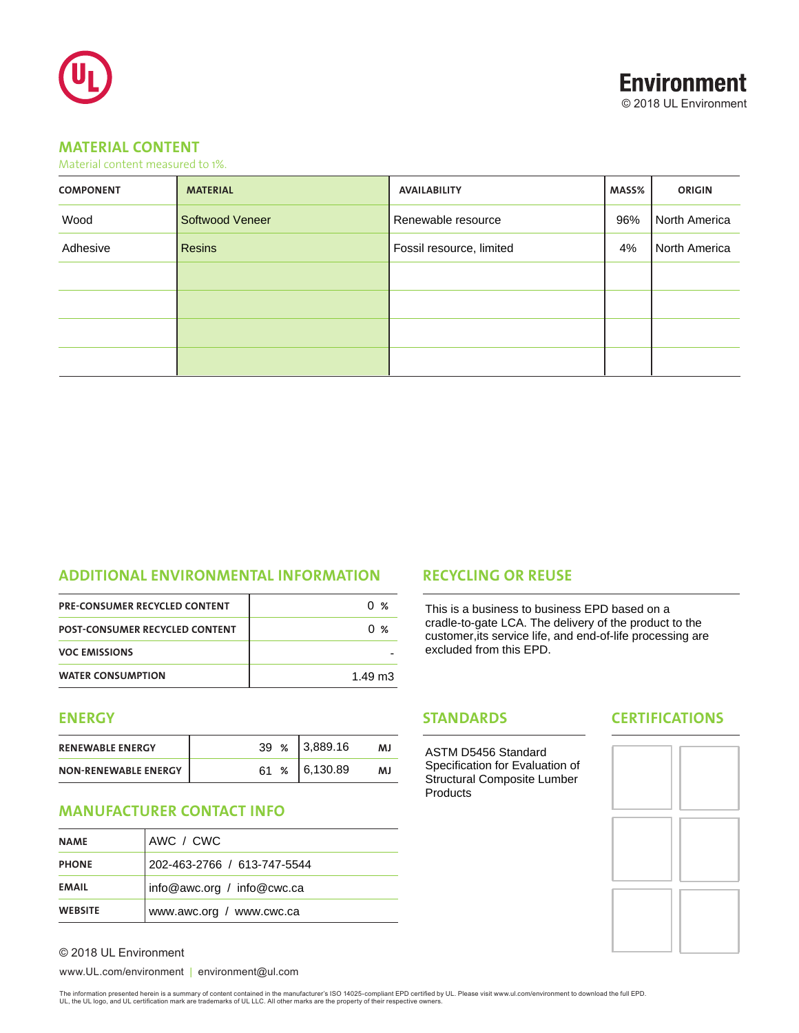## MATERIAL CONTENT

Material content measured to 1%.

| COMPONENT | MATERIAL | AVAILABILITY | MASS% | ORIGIN |
|---|---|---|---|---|
| Wood | Softwood Veneer | Renewable resource | 96% | North America |
| Adhesive | Resins | Fossil resource, limited | 4% | North America |
| | | | | |
| | | | | |
| | | | | |
| | | | | |

## ADDITIONAL ENVIRONMENTAL INFORMATION

| | |
|---|---|
| PRE-CONSUMER RECYCLED CONTENT | 0 % |
| POST-CONSUMER RECYCLED CONTENT | 0 % |
| VOC EMISSIONS | - |
| WATER CONSUMPTION | 1.49 m3 |

## ENERGY

| | | |
|---|---|---|
| RENEWABLE ENERGY | 39 % | 3,889.16 MJ |
| NON-RENEWABLE ENERGY | 61 % | 6,130.89 MJ |

## MANUFACTURER CONTACT INFO

| | |
|---|---|
| NAME | AWC / CWC |
| PHONE | 202-463-2766 / 613-747-5544 |
| EMAIL | info@awc.org / info@cwc.ca |
| WEBSITE | www.awc.org / www.cwc.ca |

## RECYCLING OR REUSE

This is a business to business EPD based on a cradle-to-gate LCA. The delivery of the product to the customer,its service life, and end-of-life processing are excluded from this EPD.

## STANDARDS

ASTM D5456 Standard Specification for Evaluation of Structural Composite Lumber Products

## CERTIFICATIONS

© 2018 UL Environment

www.UL.com/environment | environment@ul.com

The information presented herein is a summary of content contained in the manufacturer's ISO 14025-compliant EPD certified by UL. Please visit www.ul.com/environment to download the full EPD.
UL, the UL logo, and UL certification mark are trademarks of UL LLC. All other marks are the property of their respective owners.